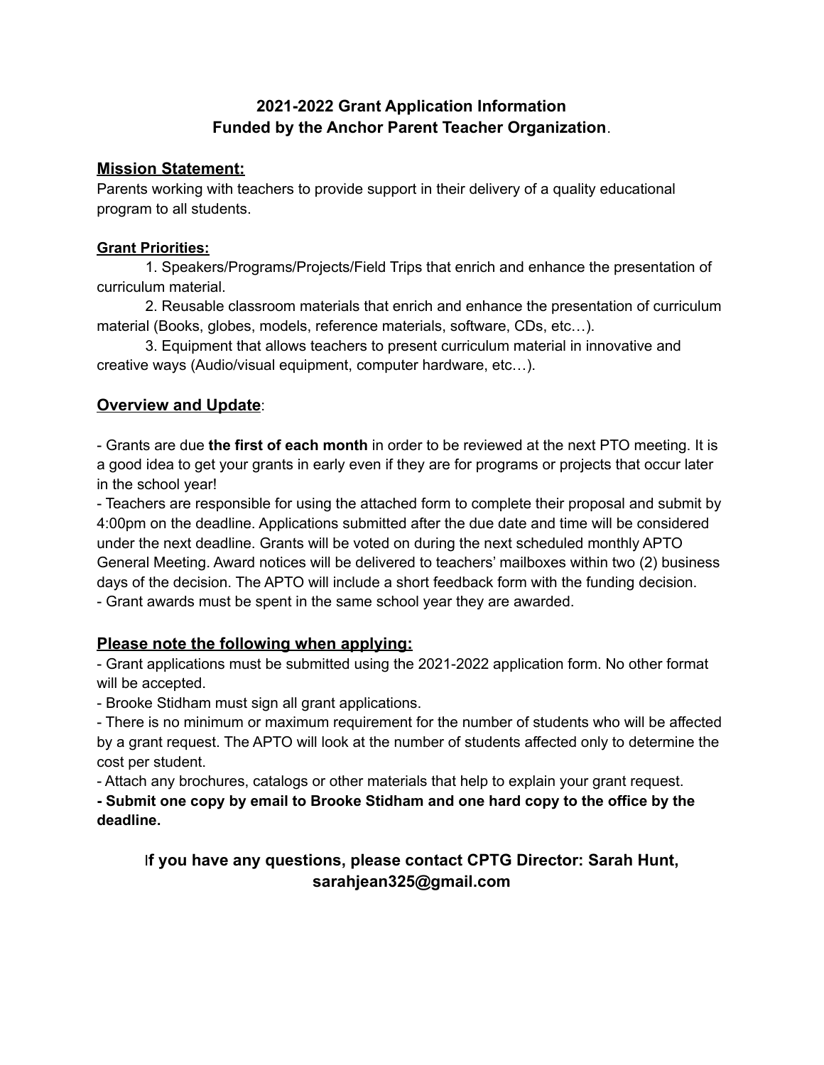# 2021-2022 Grant Application Information
# Funded by the Anchor Parent Teacher Organization.

## Mission Statement:

Parents working with teachers to provide support in their delivery of a quality educational program to all students.

### Grant Priorities:

1. Speakers/Programs/Projects/Field Trips that enrich and enhance the presentation of curriculum material.
2. Reusable classroom materials that enrich and enhance the presentation of curriculum material (Books, globes, models, reference materials, software, CDs, etc…).
3. Equipment that allows teachers to present curriculum material in innovative and creative ways (Audio/visual equipment, computer hardware, etc…).

## Overview and Update:

- Grants are due **the first of each month** in order to be reviewed at the next PTO meeting. It is a good idea to get your grants in early even if they are for programs or projects that occur later in the school year!
- Teachers are responsible for using the attached form to complete their proposal and submit by 4:00pm on the deadline. Applications submitted after the due date and time will be considered under the next deadline. Grants will be voted on during the next scheduled monthly APTO General Meeting. Award notices will be delivered to teachers' mailboxes within two (2) business days of the decision. The APTO will include a short feedback form with the funding decision.
- Grant awards must be spent in the same school year they are awarded.

## Please note the following when applying:

- Grant applications must be submitted using the 2021-2022 application form. No other format will be accepted.
- Brooke Stidham must sign all grant applications.
- There is no minimum or maximum requirement for the number of students who will be affected by a grant request. The APTO will look at the number of students affected only to determine the cost per student.
- Attach any brochures, catalogs or other materials that help to explain your grant request.
- **Submit one copy by email to Brooke Stidham and one hard copy to the office by the deadline.**

**If you have any questions, please contact CPTG Director: Sarah Hunt, sarahjean325@gmail.com**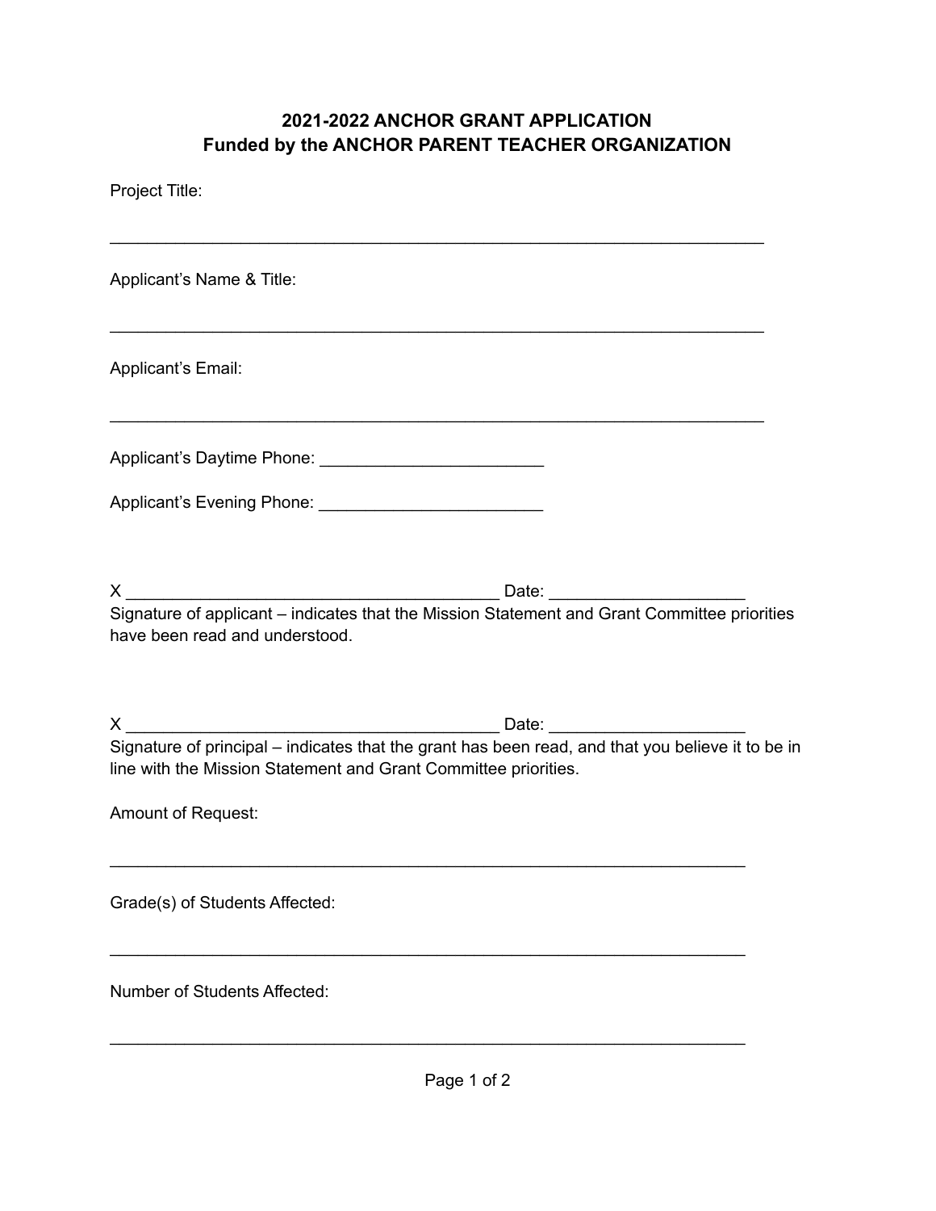**2021-2022 ANCHOR GRANT APPLICATION**
**Funded by the ANCHOR PARENT TEACHER ORGANIZATION**

Project Title:

_______________________________________________________________________

Applicant's Name & Title:

_______________________________________________________________________

Applicant's Email:

_______________________________________________________________________

Applicant's Daytime Phone: ________________________

Applicant's Evening Phone: ________________________

X ________________________________________ Date: ____________________
Signature of applicant – indicates that the Mission Statement and Grant Committee priorities have been read and understood.

X ________________________________________ Date: ____________________
Signature of principal – indicates that the grant has been read, and that you believe it to be in line with the Mission Statement and Grant Committee priorities.

Amount of Request:

_____________________________________________________________________

Grade(s) of Students Affected:

_____________________________________________________________________

Number of Students Affected:

_____________________________________________________________________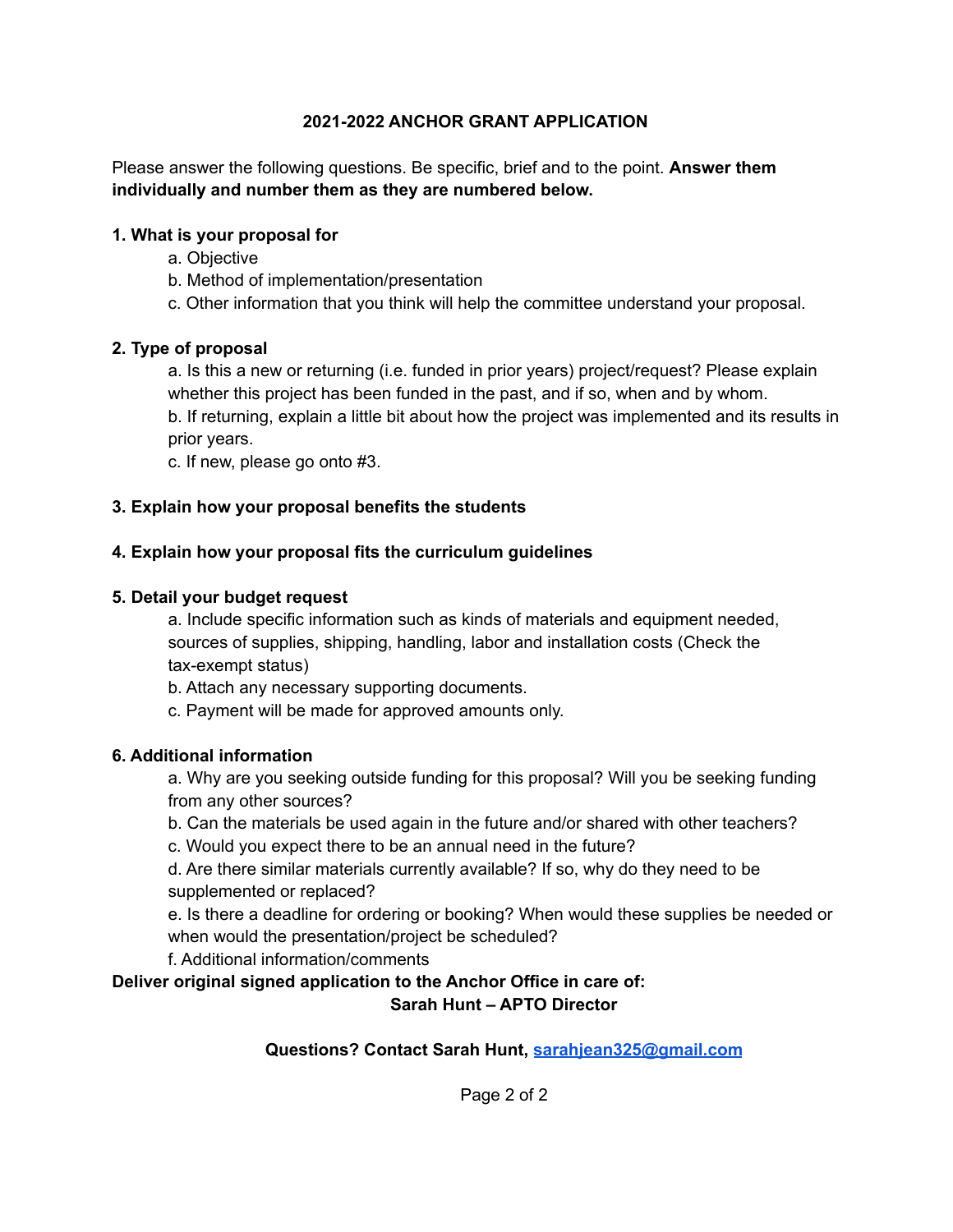## 2021-2022 ANCHOR GRANT APPLICATION

Please answer the following questions. Be specific, brief and to the point. **Answer them individually and number them as they are numbered below.**

**1. What is your proposal for**

a. Objective
b. Method of implementation/presentation
c. Other information that you think will help the committee understand your proposal.

**2. Type of proposal**

a. Is this a new or returning (i.e. funded in prior years) project/request? Please explain whether this project has been funded in the past, and if so, when and by whom.
b. If returning, explain a little bit about how the project was implemented and its results in prior years.
c. If new, please go onto #3.

**3. Explain how your proposal benefits the students**

**4. Explain how your proposal fits the curriculum guidelines**

**5. Detail your budget request**

a. Include specific information such as kinds of materials and equipment needed, sources of supplies, shipping, handling, labor and installation costs (Check the tax-exempt status)
b. Attach any necessary supporting documents.
c. Payment will be made for approved amounts only.

**6. Additional information**

a. Why are you seeking outside funding for this proposal? Will you be seeking funding from any other sources?
b. Can the materials be used again in the future and/or shared with other teachers?
c. Would you expect there to be an annual need in the future?
d. Are there similar materials currently available? If so, why do they need to be supplemented or replaced?
e. Is there a deadline for ordering or booking? When would these supplies be needed or when would the presentation/project be scheduled?
f. Additional information/comments

**Deliver original signed application to the Anchor Office in care of:**
**Sarah Hunt – APTO Director**

**Questions? Contact Sarah Hunt, sarahjean325@gmail.com**